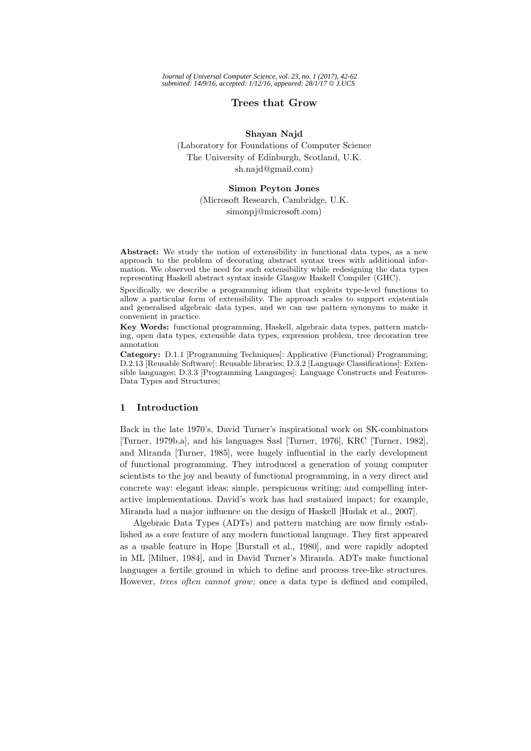# Trees that Grow

**Shayan Najd**
(Laboratory for Foundations of Computer Science
The University of Edinburgh, Scotland, U.K.
sh.najd@gmail.com)

**Simon Peyton Jones**
(Microsoft Research, Cambridge, U.K.
simonpj@microsoft.com)

**Abstract:** We study the notion of extensibility in functional data types, as a new approach to the problem of decorating abstract syntax trees with additional information. We observed the need for such extensibility while redesigning the data types representing Haskell abstract syntax inside Glasgow Haskell Compiler (GHC).

Specifically, we describe a programming idiom that exploits type-level functions to allow a particular form of extensibility. The approach scales to support existentials and generalised algebraic data types, and we can use pattern synonyms to make it convenient in practice.

**Key Words:** functional programming, Haskell, algebraic data types, pattern matching, open data types, extensible data types, expression problem, tree decoration tree annotation

**Category:** D.1.1 [Programming Techniques]: Applicative (Functional) Programming; D.2.13 [Reusable Software]: Reusable libraries; D.3.2 [Language Classifications]: Extensible languages; D.3.3 [Programming Languages]: Language Constructs and Features-Data Types and Structures;

## 1 Introduction

Back in the late 1970's, David Turner's inspirational work on SK-combinators [Turner, 1979b,a], and his languages Sasl [Turner, 1976], KRC [Turner, 1982], and Miranda [Turner, 1985], were hugely influential in the early development of functional programming. They introduced a generation of young computer scientists to the joy and beauty of functional programming, in a very direct and concrete way: elegant ideas; simple, perspicuous writing; and compelling interactive implementations. David's work has had sustained impact; for example, Miranda had a major influence on the design of Haskell [Hudak et al., 2007].

Algebraic Data Types (ADTs) and pattern matching are now firmly established as a core feature of any modern functional language. They first appeared as a usable feature in Hope [Burstall et al., 1980], and were rapidly adopted in ML [Milner, 1984], and in David Turner's Miranda. ADTs make functional languages a fertile ground in which to define and process tree-like structures. However, *trees often cannot grow*; once a data type is defined and compiled,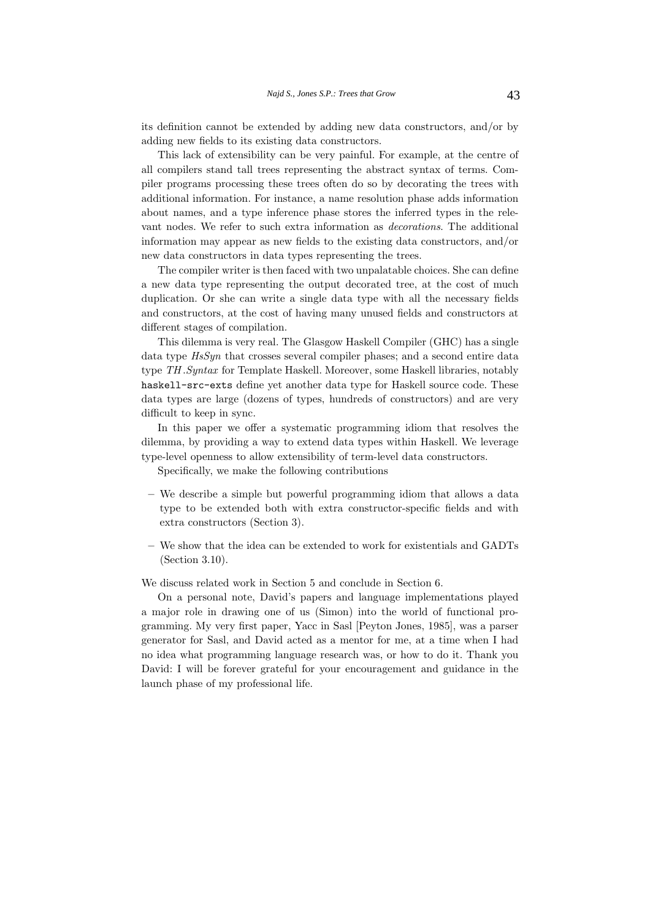its definition cannot be extended by adding new data constructors, and/or by adding new fields to its existing data constructors.

This lack of extensibility can be very painful. For example, at the centre of all compilers stand tall trees representing the abstract syntax of terms. Compiler programs processing these trees often do so by decorating the trees with additional information. For instance, a name resolution phase adds information about names, and a type inference phase stores the inferred types in the relevant nodes. We refer to such extra information as *decorations*. The additional information may appear as new fields to the existing data constructors, and/or new data constructors in data types representing the trees.

The compiler writer is then faced with two unpalatable choices. She can define a new data type representing the output decorated tree, at the cost of much duplication. Or she can write a single data type with all the necessary fields and constructors, at the cost of having many unused fields and constructors at different stages of compilation.

This dilemma is very real. The Glasgow Haskell Compiler (GHC) has a single data type *HsSyn* that crosses several compiler phases; and a second entire data type *TH.Syntax* for Template Haskell. Moreover, some Haskell libraries, notably `haskell-src-exts` define yet another data type for Haskell source code. These data types are large (dozens of types, hundreds of constructors) and are very difficult to keep in sync.

In this paper we offer a systematic programming idiom that resolves the dilemma, by providing a way to extend data types within Haskell. We leverage type-level openness to allow extensibility of term-level data constructors.

Specifically, we make the following contributions

- We describe a simple but powerful programming idiom that allows a data type to be extended both with extra constructor-specific fields and with extra constructors (Section 3).
- We show that the idea can be extended to work for existentials and GADTs (Section 3.10).

We discuss related work in Section 5 and conclude in Section 6.

On a personal note, David's papers and language implementations played a major role in drawing one of us (Simon) into the world of functional programming. My very first paper, Yacc in Sasl [Peyton Jones, 1985], was a parser generator for Sasl, and David acted as a mentor for me, at a time when I had no idea what programming language research was, or how to do it. Thank you David: I will be forever grateful for your encouragement and guidance in the launch phase of my professional life.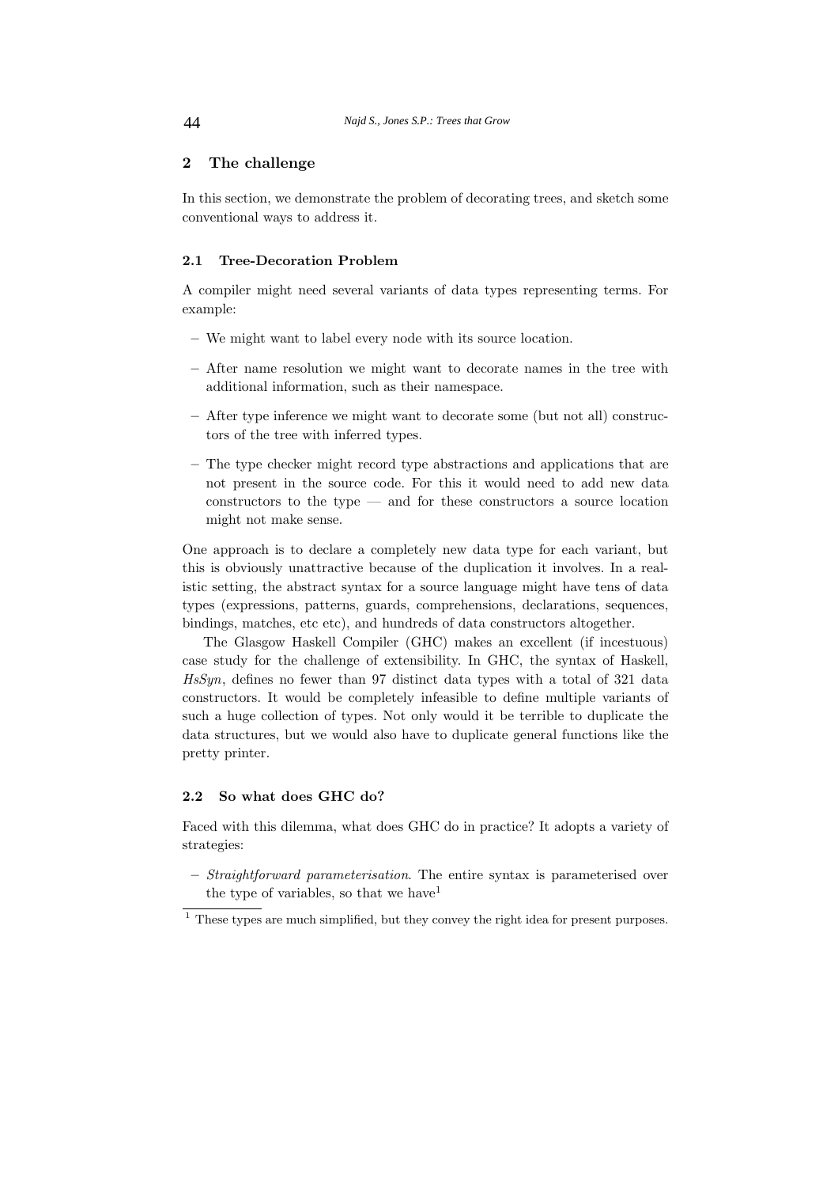## 2 The challenge

In this section, we demonstrate the problem of decorating trees, and sketch some conventional ways to address it.

### 2.1 Tree-Decoration Problem

A compiler might need several variants of data types representing terms. For example:

- We might want to label every node with its source location.
- After name resolution we might want to decorate names in the tree with additional information, such as their namespace.
- After type inference we might want to decorate some (but not all) constructors of the tree with inferred types.
- The type checker might record type abstractions and applications that are not present in the source code. For this it would need to add new data constructors to the type — and for these constructors a source location might not make sense.

One approach is to declare a completely new data type for each variant, but this is obviously unattractive because of the duplication it involves. In a realistic setting, the abstract syntax for a source language might have tens of data types (expressions, patterns, guards, comprehensions, declarations, sequences, bindings, matches, etc etc), and hundreds of data constructors altogether.

The Glasgow Haskell Compiler (GHC) makes an excellent (if incestuous) case study for the challenge of extensibility. In GHC, the syntax of Haskell, *HsSyn*, defines no fewer than 97 distinct data types with a total of 321 data constructors. It would be completely infeasible to define multiple variants of such a huge collection of types. Not only would it be terrible to duplicate the data structures, but we would also have to duplicate general functions like the pretty printer.

### 2.2 So what does GHC do?

Faced with this dilemma, what does GHC do in practice? It adopts a variety of strategies:

- *Straightforward parameterisation*. The entire syntax is parameterised over the type of variables, so that we have[1]

[1] These types are much simplified, but they convey the right idea for present purposes.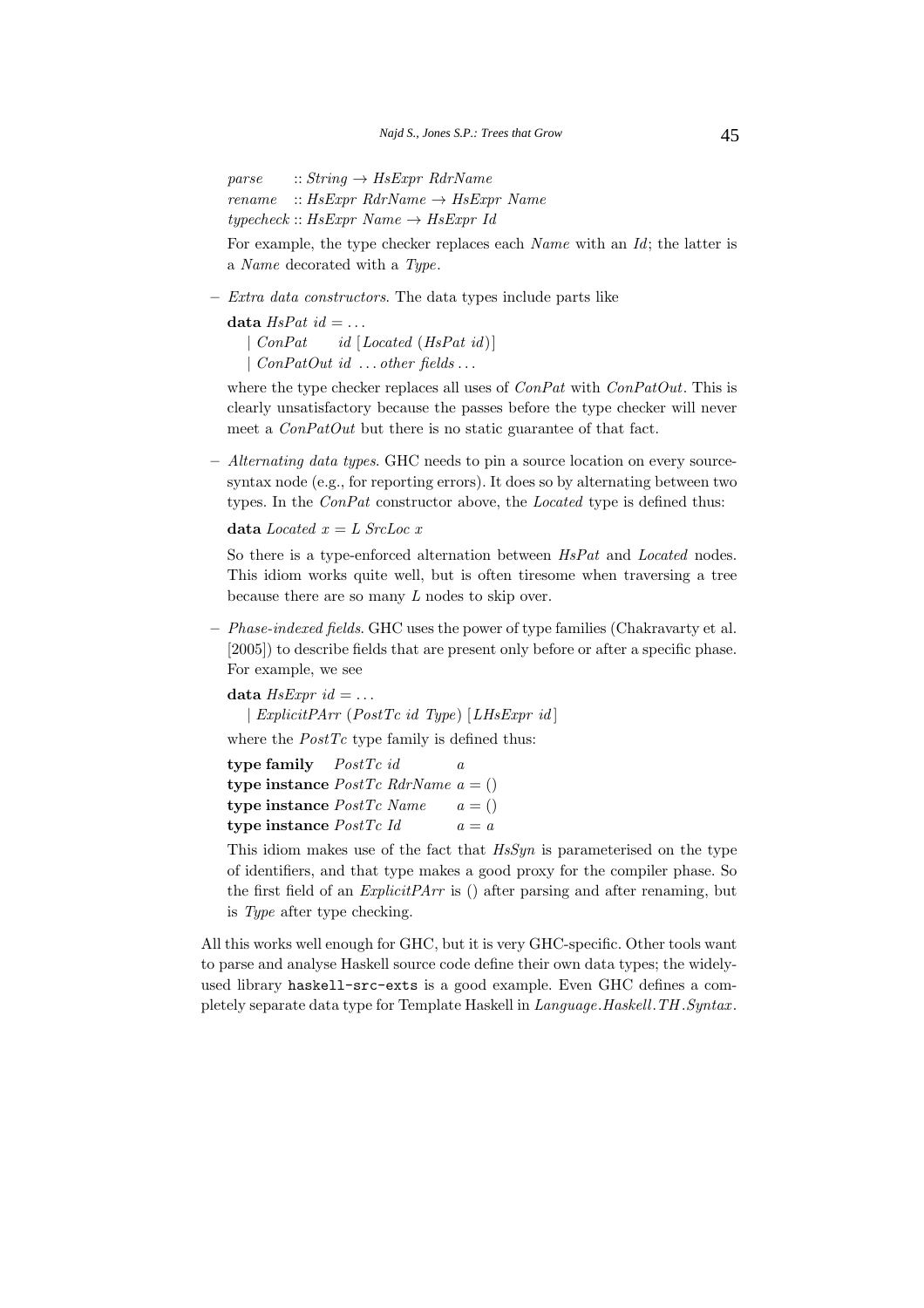```
parse     :: String → HsExpr RdrName
rename    :: HsExpr RdrName → HsExpr Name
typecheck :: HsExpr Name → HsExpr Id
```

For example, the type checker replaces each *Name* with an *Id*; the latter is a *Name* decorated with a *Type*.

- *Extra data constructors*. The data types include parts like

  ```
  data HsPat id = ...
    | ConPat    id [Located (HsPat id)]
    | ConPatOut id ... other fields ...
  ```

  where the type checker replaces all uses of *ConPat* with *ConPatOut*. This is clearly unsatisfactory because the passes before the type checker will never meet a *ConPatOut* but there is no static guarantee of that fact.

- *Alternating data types*. GHC needs to pin a source location on every source-syntax node (e.g., for reporting errors). It does so by alternating between two types. In the *ConPat* constructor above, the *Located* type is defined thus:

  ```
  data Located x = L SrcLoc x
  ```

  So there is a type-enforced alternation between *HsPat* and *Located* nodes. This idiom works quite well, but is often tiresome when traversing a tree because there are so many *L* nodes to skip over.

- *Phase-indexed fields*. GHC uses the power of type families (Chakravarty et al. [2005]) to describe fields that are present only before or after a specific phase. For example, we see

  ```
  data HsExpr id = ...
    | ExplicitPArr (PostTc id Type) [LHsExpr id]
  ```

  where the *PostTc* type family is defined thus:

  ```
  type family   PostTc id       a
  type instance PostTc RdrName a = ()
  type instance PostTc Name    a = ()
  type instance PostTc Id      a = a
  ```

  This idiom makes use of the fact that *HsSyn* is parameterised on the type of identifiers, and that type makes a good proxy for the compiler phase. So the first field of an *ExplicitPArr* is () after parsing and after renaming, but is *Type* after type checking.

All this works well enough for GHC, but it is very GHC-specific. Other tools want to parse and analyse Haskell source code define their own data types; the widely-used library `haskell-src-exts` is a good example. Even GHC defines a completely separate data type for Template Haskell in *Language.Haskell.TH.Syntax*.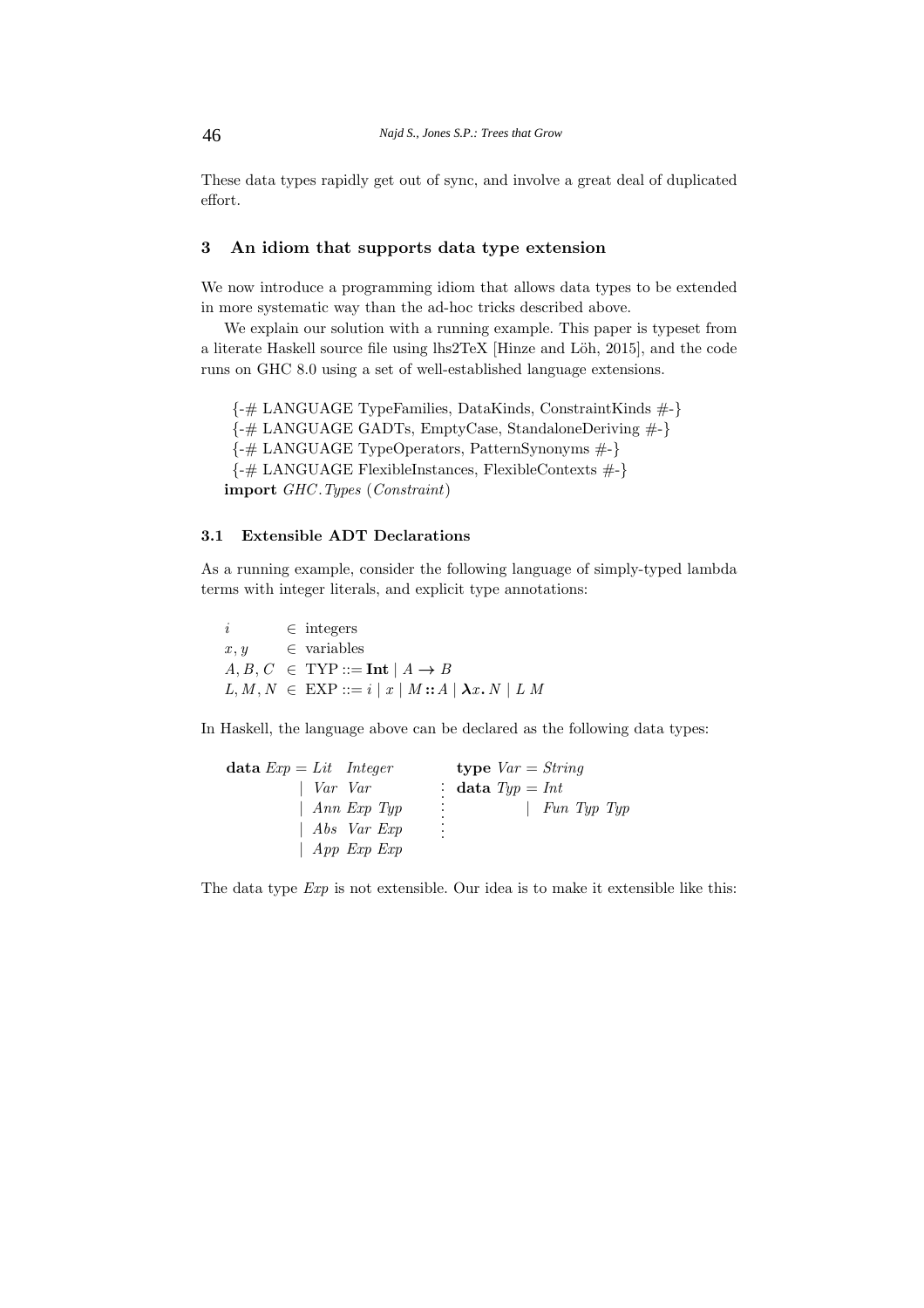These data types rapidly get out of sync, and involve a great deal of duplicated effort.

## 3 An idiom that supports data type extension

We now introduce a programming idiom that allows data types to be extended in more systematic way than the ad-hoc tricks described above.

We explain our solution with a running example. This paper is typeset from a literate Haskell source file using lhs2TeX [Hinze and Löh, 2015], and the code runs on GHC 8.0 using a set of well-established language extensions.

```
{-# LANGUAGE TypeFamilies, DataKinds, ConstraintKinds #-}
{-# LANGUAGE GADTs, EmptyCase, StandaloneDeriving #-}
{-# LANGUAGE TypeOperators, PatternSynonyms #-}
{-# LANGUAGE FlexibleInstances, FlexibleContexts #-}
import GHC.Types (Constraint)
```

### 3.1 Extensible ADT Declarations

As a running example, consider the following language of simply-typed lambda terms with integer literals, and explicit type annotations:

$$
\begin{array}{lll}
i & \in & \text{integers} \\
x, y & \in & \text{variables} \\
A, B, C & \in & \text{TYP} ::= \mathbf{Int} \mid A \to B \\
L, M, N & \in & \text{EXP} ::= i \mid x \mid M :: A \mid \boldsymbol{\lambda} x.\ N \mid L\ M
\end{array}
$$

In Haskell, the language above can be declared as the following data types:

```
data Exp = Lit Integer          type Var = String
         | Var Var              data Typ = Int
         | Ann Exp Typ                   | Fun Typ Typ
         | Abs Var Exp
         | App Exp Exp
```

The data type *Exp* is not extensible. Our idea is to make it extensible like this: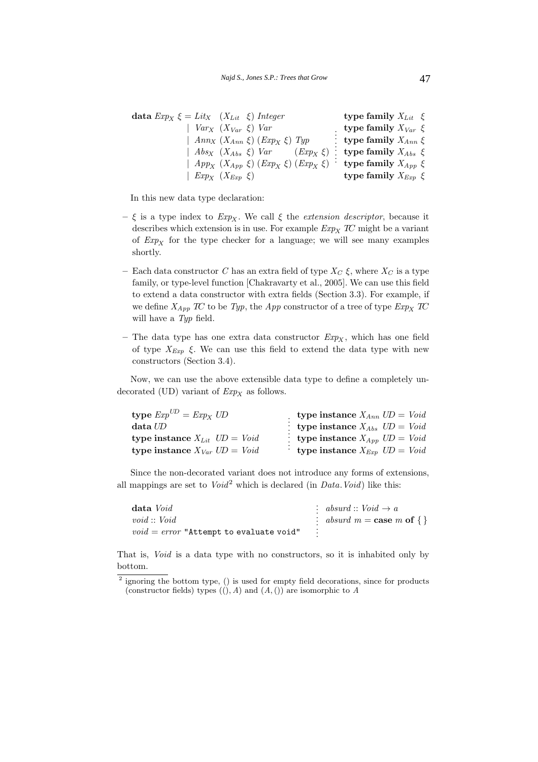```
data ExpX ξ = LitX  (XLit  ξ) Integer                 type family XLit  ξ
            | VarX  (XVar  ξ) Var                     type family XVar  ξ
            | AnnX  (XAnn  ξ) (ExpX ξ) Typ            type family XAnn  ξ
            | AbsX  (XAbs  ξ) Var      (ExpX ξ)       type family XAbs  ξ
            | AppX  (XApp  ξ) (ExpX ξ) (ExpX ξ)       type family XApp  ξ
            | ExpX  (XExp  ξ)                         type family XExp  ξ
```

In this new data type declaration:

- $\xi$ is a type index to $Exp_X$. We call $\xi$ the *extension descriptor*, because it describes which extension is in use. For example $Exp_X\ TC$ might be a variant of $Exp_X$ for the type checker for a language; we will see many examples shortly.
- Each data constructor $C$ has an extra field of type $X_C\ \xi$, where $X_C$ is a type family, or type-level function [Chakravarty et al., 2005]. We can use this field to extend a data constructor with extra fields (Section 3.3). For example, if we define $X_{App}\ TC$ to be $Typ$, the $App$ constructor of a tree of type $Exp_X\ TC$ will have a $Typ$ field.
- The data type has one extra data constructor $Exp_X$, which has one field of type $X_{Exp}\ \xi$. We can use this field to extend the data type with new constructors (Section 3.4).

Now, we can use the above extensible data type to define a completely undecorated (UD) variant of $Exp_X$ as follows.

```
type ExpUD = ExpX UD                 type instance XAnn UD = Void
data UD                              type instance XAbs UD = Void
type instance XLit UD = Void         type instance XApp UD = Void
type instance XVar UD = Void         type instance XExp UD = Void
```

Since the non-decorated variant does not introduce any forms of extensions, all mappings are set to *Void*[2] which is declared (in *Data.Void*) like this:

```
data Void                                   absurd :: Void → a
void :: Void                                absurd m = case m of { }
void = error "Attempt to evaluate void"
```

That is, *Void* is a data type with no constructors, so it is inhabited only by bottom.

[2] ignoring the bottom type, () is used for empty field decorations, since for products (constructor fields) types $((), A)$ and $(A, ())$ are isomorphic to $A$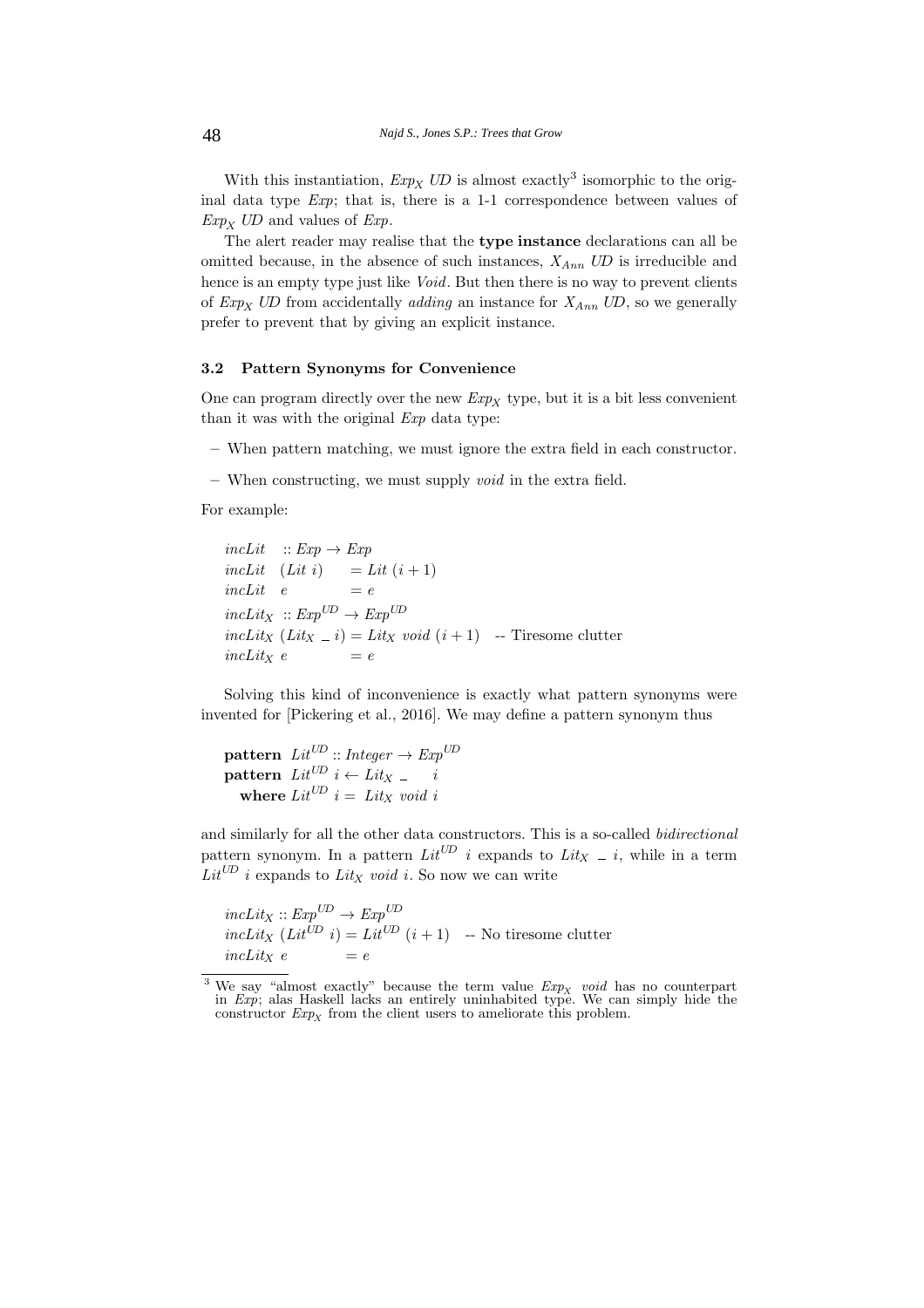With this instantiation, $Exp_X$ $UD$ is almost exactly[3] isomorphic to the original data type $Exp$; that is, there is a 1-1 correspondence between values of $Exp_X$ $UD$ and values of $Exp$.

The alert reader may realise that the **type instance** declarations can all be omitted because, in the absence of such instances, $X_{Ann}$ $UD$ is irreducible and hence is an empty type just like *Void*. But then there is no way to prevent clients of $Exp_X$ $UD$ from accidentally *adding* an instance for $X_{Ann}$ $UD$, so we generally prefer to prevent that by giving an explicit instance.

### 3.2 Pattern Synonyms for Convenience

One can program directly over the new $Exp_X$ type, but it is a bit less convenient than it was with the original $Exp$ data type:

- When pattern matching, we must ignore the extra field in each constructor.
- When constructing, we must supply *void* in the extra field.

For example:

```
incLit   :: Exp → Exp
incLit   (Lit i)     = Lit (i + 1)
incLit   e           = e
incLit_X :: Exp^UD → Exp^UD
incLit_X (Lit_X _ i) = Lit_X void (i + 1)   -- Tiresome clutter
incLit_X e           = e
```

Solving this kind of inconvenience is exactly what pattern synonyms were invented for [Pickering et al., 2016]. We may define a pattern synonym thus

```
pattern Lit^UD :: Integer → Exp^UD
pattern Lit^UD i ← Lit_X _   i
   where Lit^UD i = Lit_X void i
```

and similarly for all the other data constructors. This is a so-called *bidirectional* pattern synonym. In a pattern $Lit^{UD}$ $i$ expands to $Lit_X$ \_ $i$, while in a term $Lit^{UD}$ $i$ expands to $Lit_X$ *void* $i$. So now we can write

```
incLit_X :: Exp^UD → Exp^UD
incLit_X (Lit^UD i) = Lit^UD (i + 1)   -- No tiresome clutter
incLit_X e          = e
```

[3] We say "almost exactly" because the term value $Exp_X$ *void* has no counterpart in $Exp$; alas Haskell lacks an entirely uninhabited type. We can simply hide the constructor $Exp_X$ from the client users to ameliorate this problem.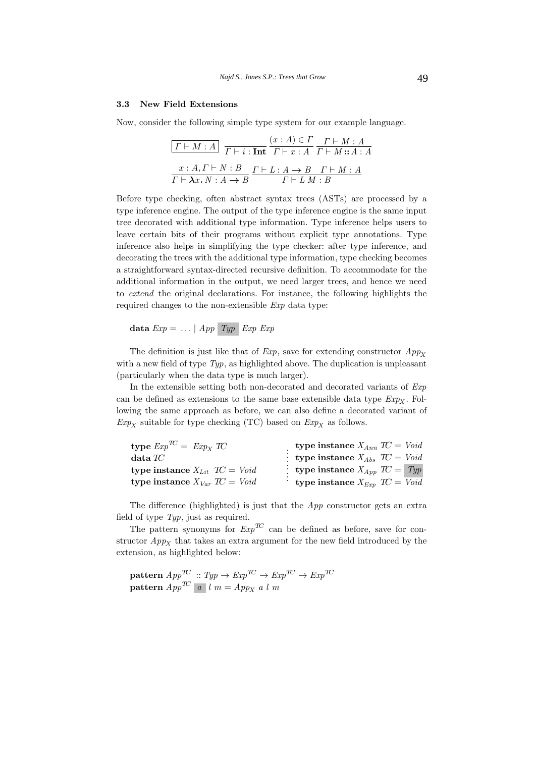### 3.3 New Field Extensions

Now, consider the following simple type system for our example language.

$$\boxed{\Gamma \vdash M : A} \quad \frac{}{\Gamma \vdash i : \mathbf{Int}} \quad \frac{(x : A) \in \Gamma}{\Gamma \vdash x : A} \quad \frac{\Gamma \vdash M : A}{\Gamma \vdash M :: A : A}$$

$$\frac{x : A, \Gamma \vdash N : B}{\Gamma \vdash \boldsymbol{\lambda} x.\, N : A \rightarrow B} \quad \frac{\Gamma \vdash L : A \rightarrow B \quad \Gamma \vdash M : A}{\Gamma \vdash L\ M : B}$$

Before type checking, often abstract syntax trees (ASTs) are processed by a type inference engine. The output of the type inference engine is the same input tree decorated with additional type information. Type inference helps users to leave certain bits of their programs without explicit type annotations. Type inference also helps in simplifying the type checker: after type inference, and decorating the trees with the additional type information, type checking becomes a straightforward syntax-directed recursive definition. To accommodate for the additional information in the output, we need larger trees, and hence we need to *extend* the original declarations. For instance, the following highlights the required changes to the non-extensible *Exp* data type:

```
data Exp = ... | App Typ Exp Exp
```

The definition is just like that of *Exp*, save for extending constructor $App_X$ with a new field of type *Typ*, as highlighted above. The duplication is unpleasant (particularly when the data type is much larger).

In the extensible setting both non-decorated and decorated variants of *Exp* can be defined as extensions to the same base extensible data type $Exp_X$. Following the same approach as before, we can also define a decorated variant of $Exp_X$ suitable for type checking (TC) based on $Exp_X$ as follows.

```
type Exp^TC = Exp_X TC
data TC
type instance X_Lit TC = Void
type instance X_Var TC = Void
type instance X_Ann TC = Void
type instance X_Abs TC = Void
type instance X_App TC = Typ
type instance X_Exp TC = Void
```

The difference (highlighted) is just that the *App* constructor gets an extra field of type *Typ*, just as required.

The pattern synonyms for $Exp^{TC}$ can be defined as before, save for constructor $App_X$ that takes an extra argument for the new field introduced by the extension, as highlighted below:

```
pattern App^TC :: Typ → Exp^TC → Exp^TC → Exp^TC
pattern App^TC a l m = App_X a l m
```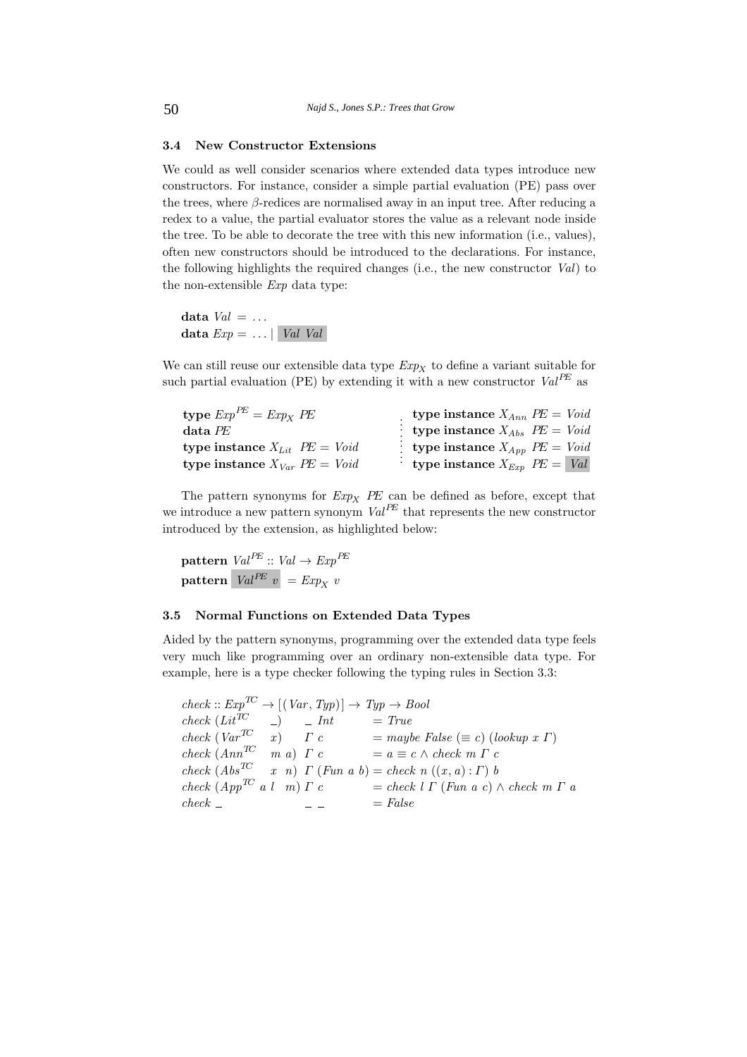### 3.4 New Constructor Extensions

We could as well consider scenarios where extended data types introduce new constructors. For instance, consider a simple partial evaluation (PE) pass over the trees, where $\beta$-redices are normalised away in an input tree. After reducing a redex to a value, the partial evaluator stores the value as a relevant node inside the tree. To be able to decorate the tree with this new information (i.e., values), often new constructors should be introduced to the declarations. For instance, the following highlights the required changes (i.e., the new constructor *Val*) to the non-extensible *Exp* data type:

```
data Val = ...
data Exp = ... | Val Val
```

We can still reuse our extensible data type $Exp_X$ to define a variant suitable for such partial evaluation (PE) by extending it with a new constructor $Val^{PE}$ as

```
type Exp^PE = Exp_X PE                 type instance X_Ann PE = Void
data PE                                type instance X_Abs PE = Void
type instance X_Lit PE = Void          type instance X_App PE = Void
type instance X_Var PE = Void          type instance X_Exp PE = Val
```

The pattern synonyms for $Exp_X$ *PE* can be defined as before, except that we introduce a new pattern synonym $Val^{PE}$ that represents the new constructor introduced by the extension, as highlighted below:

```
pattern Val^PE :: Val → Exp^PE
pattern Val^PE v = Exp_X v
```

### 3.5 Normal Functions on Extended Data Types

Aided by the pattern synonyms, programming over the extended data type feels very much like programming over an ordinary non-extensible data type. For example, here is a type checker following the typing rules in Section 3.3:

```
check :: Exp^TC → [(Var, Typ)] → Typ → Bool
check (Lit^TC   _)     _ Int       = True
check (Var^TC   x)     Γ c         = maybe False (≡ c) (lookup x Γ)
check (Ann^TC   m a)   Γ c         = a ≡ c ∧ check m Γ c
check (Abs^TC   x n)   Γ (Fun a b) = check n ((x, a) : Γ) b
check (App^TC a l m)   Γ c         = check l Γ (Fun a c) ∧ check m Γ a
check _                _ _         = False
```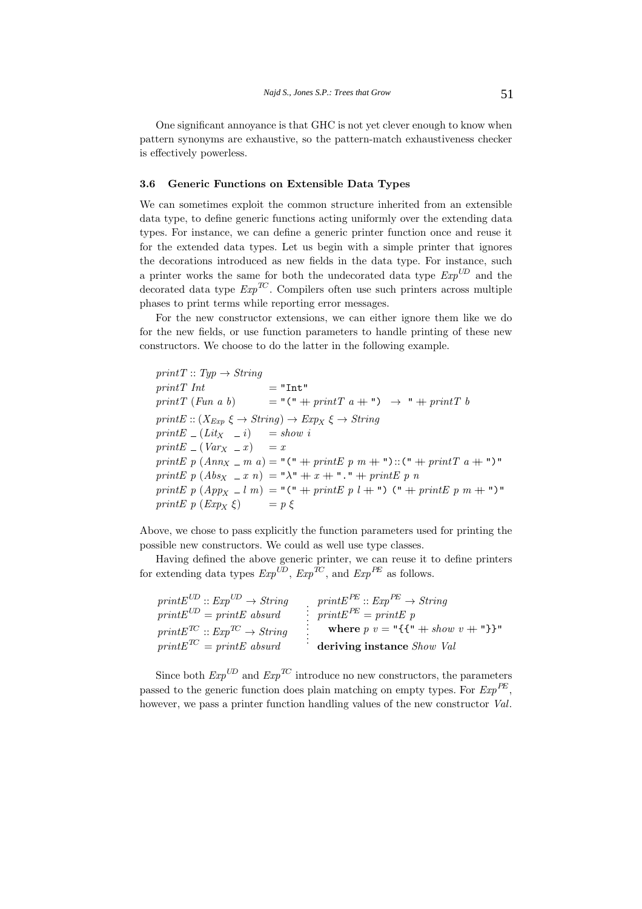One significant annoyance is that GHC is not yet clever enough to know when pattern synonyms are exhaustive, so the pattern-match exhaustiveness checker is effectively powerless.

### 3.6 Generic Functions on Extensible Data Types

We can sometimes exploit the common structure inherited from an extensible data type, to define generic functions acting uniformly over the extending data types. For instance, we can define a generic printer function once and reuse it for the extended data types. Let us begin with a simple printer that ignores the decorations introduced as new fields in the data type. For instance, such a printer works the same for both the undecorated data type $Exp^{UD}$ and the decorated data type $Exp^{TC}$. Compilers often use such printers across multiple phases to print terms while reporting error messages.

For the new constructor extensions, we can either ignore them like we do for the new fields, or use function parameters to handle printing of these new constructors. We choose to do the latter in the following example.

```
printT :: Typ → String
printT Int          = "Int"
printT (Fun a b)    = "(" ++ printT a ++ ") → " ++ printT b

printE :: (X_Exp ξ → String) → Exp_X ξ → String
printE _ (Lit_X _ i)     = show i
printE _ (Var_X _ x)     = x
printE p (Ann_X _ m a)   = "(" ++ printE p m ++ ")::(" ++ printT a ++ ")"
printE p (Abs_X _ x n)   = "λ" ++ x ++ "." ++ printE p n
printE p (App_X _ l m)   = "(" ++ printE p l ++ ") (" ++ printE p m ++ ")"
printE p (Exp_X ξ)       = p ξ
```

Above, we chose to pass explicitly the function parameters used for printing the possible new constructors. We could as well use type classes.

Having defined the above generic printer, we can reuse it to define printers for extending data types $Exp^{UD}$, $Exp^{TC}$, and $Exp^{PE}$ as follows.

```
printE^UD :: Exp^UD → String
printE^UD = printE absurd

printE^TC :: Exp^TC → String
printE^TC = printE absurd

printE^PE :: Exp^PE → String
printE^PE = printE p
  where p v = "{{" ++ show v ++ "}}"
deriving instance Show Val
```

Since both $Exp^{UD}$ and $Exp^{TC}$ introduce no new constructors, the parameters passed to the generic function does plain matching on empty types. For $Exp^{PE}$, however, we pass a printer function handling values of the new constructor *Val*.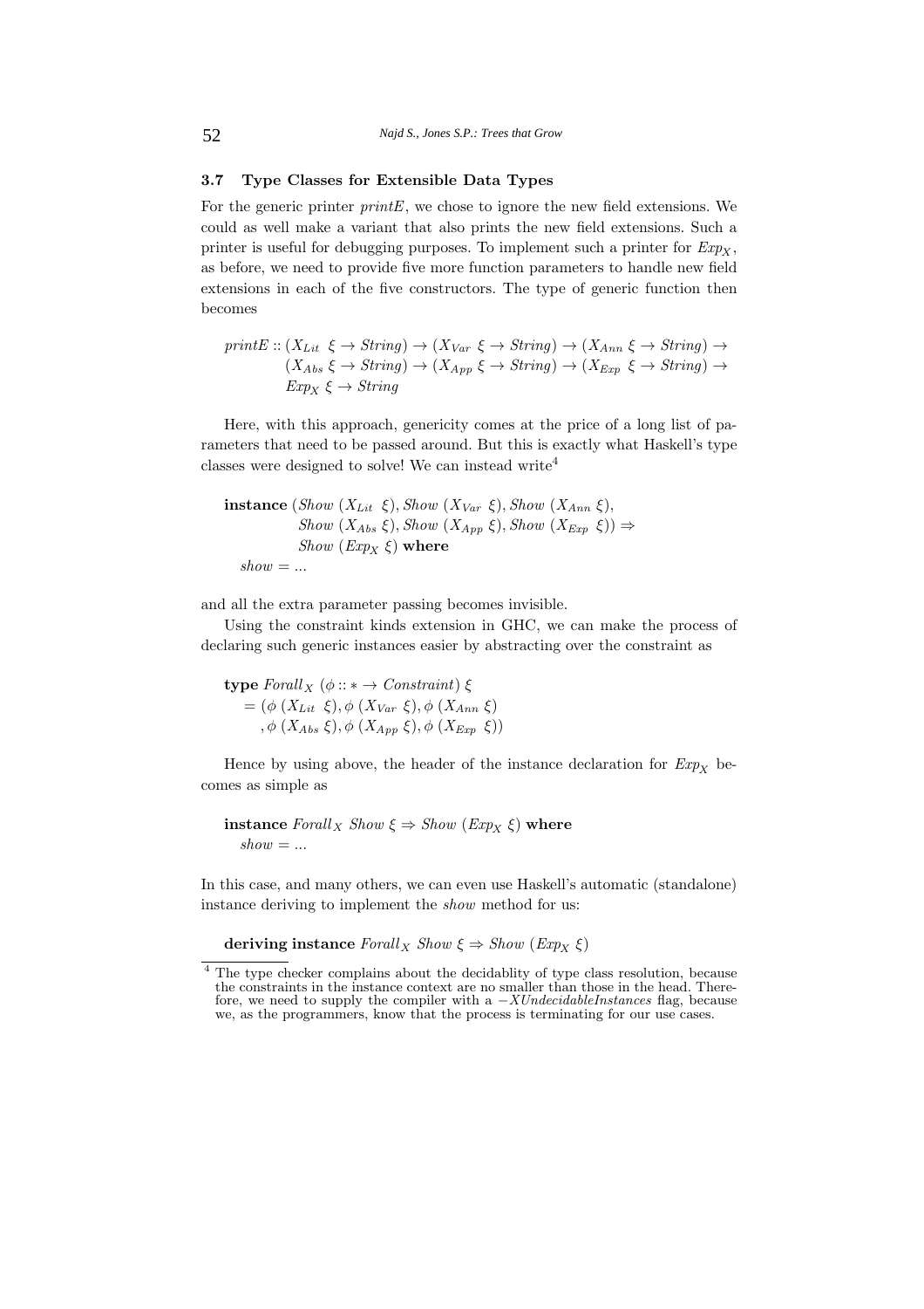### 3.7 Type Classes for Extensible Data Types

For the generic printer *printE*, we chose to ignore the new field extensions. We could as well make a variant that also prints the new field extensions. Such a printer is useful for debugging purposes. To implement such a printer for $Exp_X$, as before, we need to provide five more function parameters to handle new field extensions in each of the five constructors. The type of generic function then becomes

$$
\begin{aligned}
printE :: &(X_{Lit}\ \xi \to String) \to (X_{Var}\ \xi \to String) \to (X_{Ann}\ \xi \to String) \to \\
&(X_{Abs}\ \xi \to String) \to (X_{App}\ \xi \to String) \to (X_{Exp}\ \xi \to String) \to \\
&Exp_X\ \xi \to String
\end{aligned}
$$

Here, with this approach, genericity comes at the price of a long list of parameters that need to be passed around. But this is exactly what Haskell's type classes were designed to solve! We can instead write[4]

$$
\begin{aligned}
&\textbf{instance}\ (Show\ (X_{Lit}\ \xi), Show\ (X_{Var}\ \xi), Show\ (X_{Ann}\ \xi), \\
&\qquad\quad Show\ (X_{Abs}\ \xi), Show\ (X_{App}\ \xi), Show\ (X_{Exp}\ \xi)) \Rightarrow \\
&\qquad\quad Show\ (Exp_X\ \xi)\ \textbf{where} \\
&\quad show = ...
\end{aligned}
$$

and all the extra parameter passing becomes invisible.

Using the constraint kinds extension in GHC, we can make the process of declaring such generic instances easier by abstracting over the constraint as

$$
\begin{aligned}
&\textbf{type}\ Forall_X\ (\phi :: * \to Constraint)\ \xi \\
&\quad = (\phi\ (X_{Lit}\ \xi), \phi\ (X_{Var}\ \xi), \phi\ (X_{Ann}\ \xi) \\
&\qquad , \phi\ (X_{Abs}\ \xi), \phi\ (X_{App}\ \xi), \phi\ (X_{Exp}\ \xi))
\end{aligned}
$$

Hence by using above, the header of the instance declaration for $Exp_X$ becomes as simple as

$$
\begin{aligned}
&\textbf{instance}\ Forall_X\ Show\ \xi \Rightarrow Show\ (Exp_X\ \xi)\ \textbf{where} \\
&\quad show = ...
\end{aligned}
$$

In this case, and many others, we can even use Haskell's automatic (standalone) instance deriving to implement the *show* method for us:

$$
\textbf{deriving instance}\ Forall_X\ Show\ \xi \Rightarrow Show\ (Exp_X\ \xi)
$$

[4] The type checker complains about the decidablity of type class resolution, because the constraints in the instance context are no smaller than those in the head. Therefore, we need to supply the compiler with a *−XUndecidableInstances* flag, because we, as the programmers, know that the process is terminating for our use cases.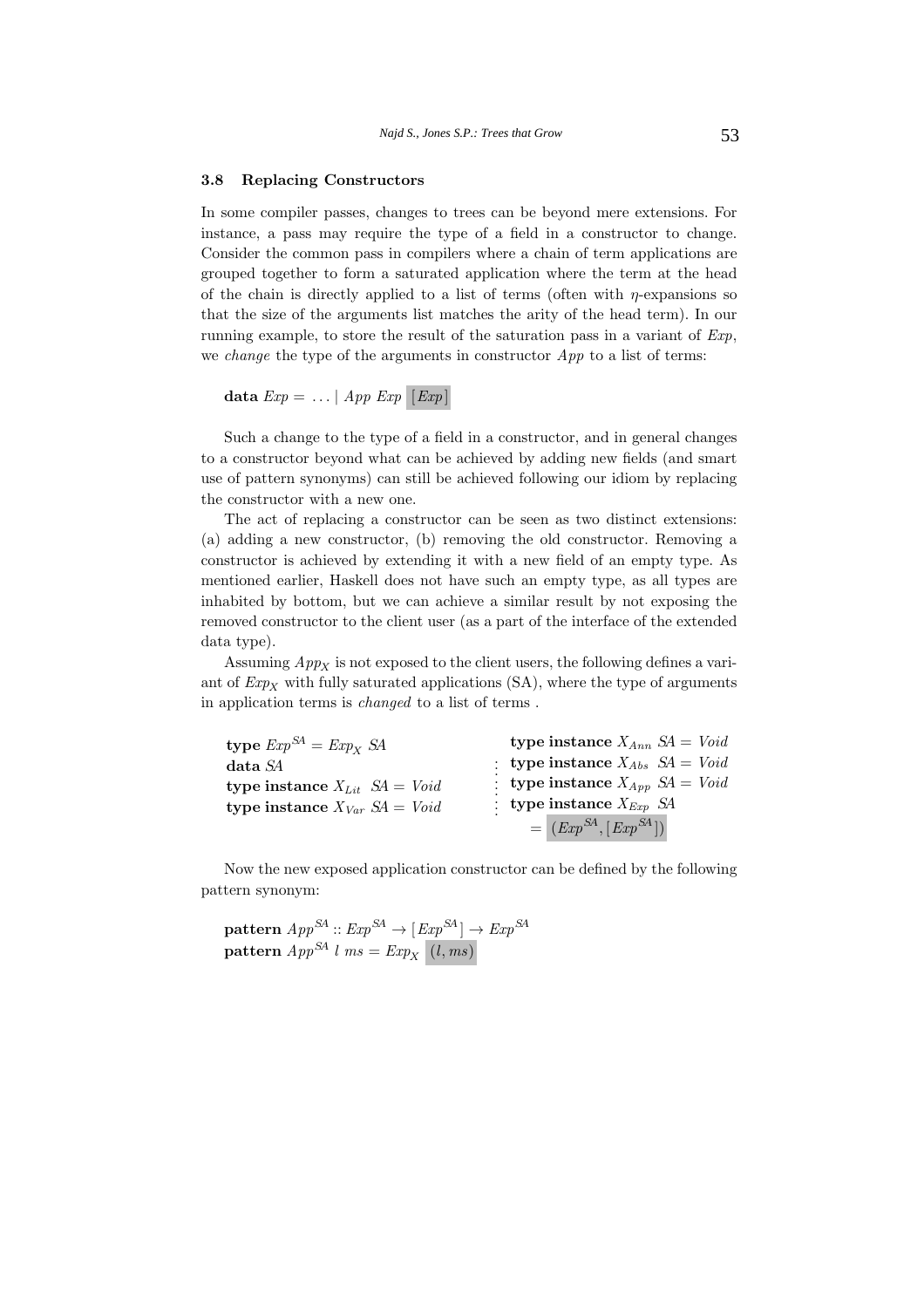### 3.8 Replacing Constructors

In some compiler passes, changes to trees can be beyond mere extensions. For instance, a pass may require the type of a field in a constructor to change. Consider the common pass in compilers where a chain of term applications are grouped together to form a saturated application where the term at the head of the chain is directly applied to a list of terms (often with $\eta$-expansions so that the size of the arguments list matches the arity of the head term). In our running example, to store the result of the saturation pass in a variant of *Exp*, we *change* the type of the arguments in constructor *App* to a list of terms:

```
data Exp = ... | App Exp [Exp]
```

Such a change to the type of a field in a constructor, and in general changes to a constructor beyond what can be achieved by adding new fields (and smart use of pattern synonyms) can still be achieved following our idiom by replacing the constructor with a new one.

The act of replacing a constructor can be seen as two distinct extensions: (a) adding a new constructor, (b) removing the old constructor. Removing a constructor is achieved by extending it with a new field of an empty type. As mentioned earlier, Haskell does not have such an empty type, as all types are inhabited by bottom, but we can achieve a similar result by not exposing the removed constructor to the client user (as a part of the interface of the extended data type).

Assuming $App_X$ is not exposed to the client users, the following defines a variant of $Exp_X$ with fully saturated applications (SA), where the type of arguments in application terms is *changed* to a list of terms .

```
type Exp^SA = Exp_X SA
data SA
type instance X_Lit SA = Void
type instance X_Var SA = Void
type instance X_Ann SA = Void
type instance X_Abs SA = Void
type instance X_App SA = Void
type instance X_Exp SA
    = (Exp^SA, [Exp^SA])
```

Now the new exposed application constructor can be defined by the following pattern synonym:

```
pattern App^SA :: Exp^SA → [Exp^SA] → Exp^SA
pattern App^SA l ms = Exp_X (l, ms)
```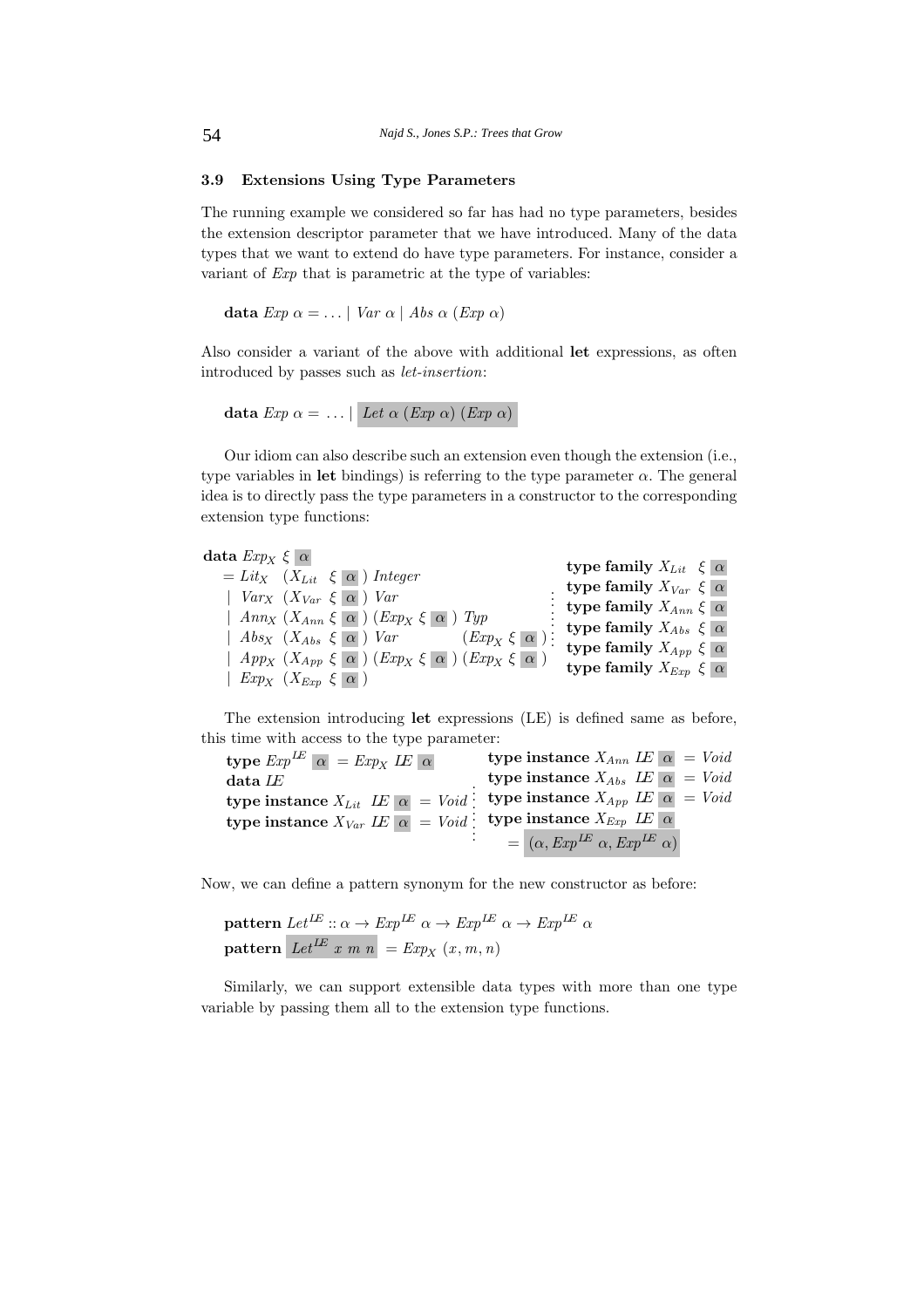### 3.9 Extensions Using Type Parameters

The running example we considered so far has had no type parameters, besides the extension descriptor parameter that we have introduced. Many of the data types that we want to extend do have type parameters. For instance, consider a variant of *Exp* that is parametric at the type of variables:

$$\textbf{data}\ \mathit{Exp}\ \alpha = \ldots \mid \mathit{Var}\ \alpha \mid \mathit{Abs}\ \alpha\ (\mathit{Exp}\ \alpha)$$

Also consider a variant of the above with additional **let** expressions, as often introduced by passes such as *let-insertion*:

$$\textbf{data}\ \mathit{Exp}\ \alpha = \ldots \mid \mathit{Let}\ \alpha\ (\mathit{Exp}\ \alpha)\ (\mathit{Exp}\ \alpha)$$

Our idiom can also describe such an extension even though the extension (i.e., type variables in **let** bindings) is referring to the type parameter $\alpha$. The general idea is to directly pass the type parameters in a constructor to the corresponding extension type functions:

```
data Exp_X ξ α
  = Lit_X (X_Lit ξ α) Integer
  | Var_X (X_Var ξ α) Var
  | Ann_X (X_Ann ξ α) (Exp_X ξ α) Typ
  | Abs_X (X_Abs ξ α) Var        (Exp_X ξ α)
  | App_X (X_App ξ α) (Exp_X ξ α) (Exp_X ξ α)
  | Exp_X (X_Exp ξ α)

type family X_Lit ξ α
type family X_Var ξ α
type family X_Ann ξ α
type family X_Abs ξ α
type family X_App ξ α
type family X_Exp ξ α
```

The extension introducing **let** expressions (LE) is defined same as before, this time with access to the type parameter:

```
type Exp^LE α = Exp_X LE α
data LE
type instance X_Lit LE α = Void
type instance X_Var LE α = Void

type instance X_Ann LE α = Void
type instance X_Abs LE α = Void
type instance X_App LE α = Void
type instance X_Exp LE α
  = (α, Exp^LE α, Exp^LE α)
```

Now, we can define a pattern synonym for the new constructor as before:

```
pattern Let^LE :: α → Exp^LE α → Exp^LE α → Exp^LE α
pattern Let^LE x m n = Exp_X (x, m, n)
```

Similarly, we can support extensible data types with more than one type variable by passing them all to the extension type functions.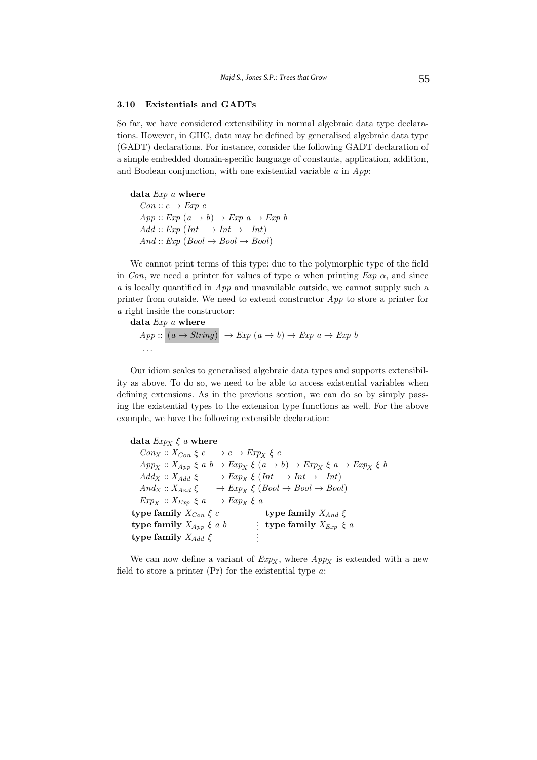### 3.10 Existentials and GADTs

So far, we have considered extensibility in normal algebraic data type declarations. However, in GHC, data may be defined by generalised algebraic data type (GADT) declarations. For instance, consider the following GADT declaration of a simple embedded domain-specific language of constants, application, addition, and Boolean conjunction, with one existential variable *a* in *App*:

```
data Exp a where
  Con :: c → Exp c
  App :: Exp (a → b) → Exp a → Exp b
  Add :: Exp (Int  → Int →  Int)
  And :: Exp (Bool → Bool → Bool)
```

We cannot print terms of this type: due to the polymorphic type of the field in *Con*, we need a printer for values of type $\alpha$ when printing *Exp* $\alpha$, and since *a* is locally quantified in *App* and unavailable outside, we cannot supply such a printer from outside. We need to extend constructor *App* to store a printer for *a* right inside the constructor:

```
data Exp a where
  App :: (a → String) → Exp (a → b) → Exp a → Exp b
  ...
```

Our idiom scales to generalised algebraic data types and supports extensibility as above. To do so, we need to be able to access existential variables when defining extensions. As in the previous section, we can do so by simply passing the existential types to the extension type functions as well. For the above example, we have the following extensible declaration:

```
data Exp_X ξ a where
  Con_X :: X_Con ξ c   → c → Exp_X ξ c
  App_X :: X_App ξ a b → Exp_X ξ (a → b) → Exp_X ξ a → Exp_X ξ b
  Add_X :: X_Add ξ     → Exp_X ξ (Int  → Int →  Int)
  And_X :: X_And ξ     → Exp_X ξ (Bool → Bool → Bool)
  Exp_X :: X_Exp ξ a   → Exp_X ξ a
type family X_Con ξ c
type family X_App ξ a b
type family X_Add ξ
type family X_And ξ
type family X_Exp ξ a
```

We can now define a variant of $Exp_X$, where $App_X$ is extended with a new field to store a printer (Pr) for the existential type *a*: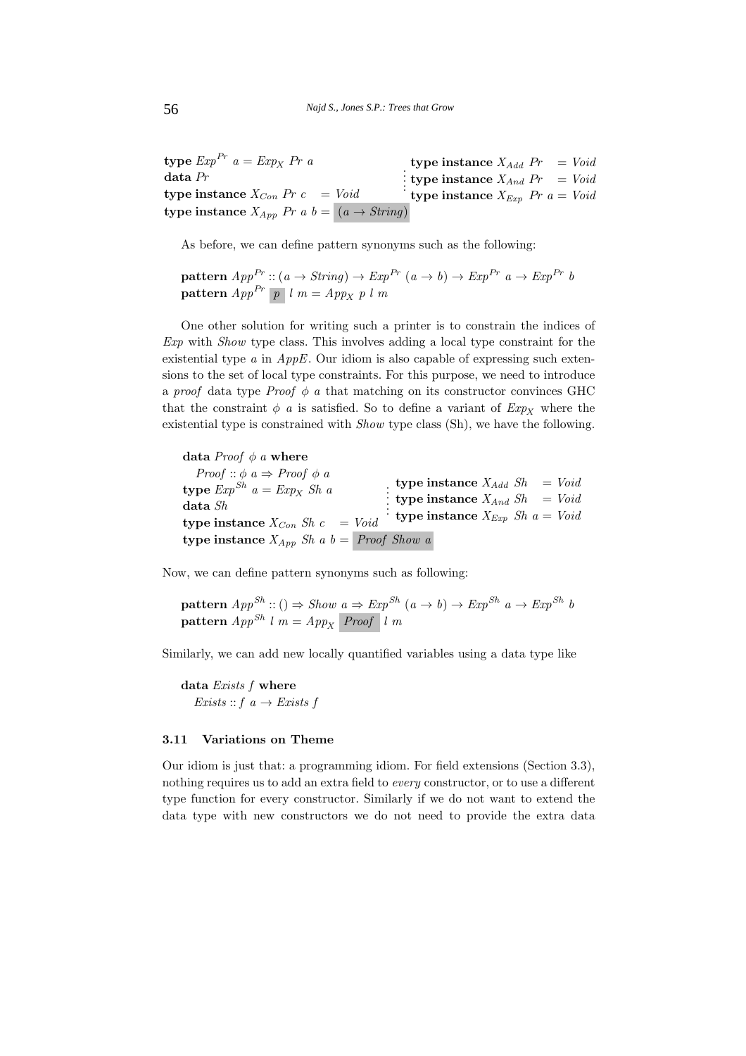```
type ExpPr a = ExpX Pr a
data Pr
type instance XCon Pr c   = Void
type instance XApp Pr a b = (a → String)

type instance XAdd Pr   = Void
type instance XAnd Pr   = Void
type instance XExp Pr a = Void
```

As before, we can define pattern synonyms such as the following:

```
pattern AppPr :: (a → String) → ExpPr (a → b) → ExpPr a → ExpPr b
pattern AppPr p l m = AppX p l m
```

One other solution for writing such a printer is to constrain the indices of *Exp* with *Show* type class. This involves adding a local type constraint for the existential type *a* in *AppE*. Our idiom is also capable of expressing such extensions to the set of local type constraints. For this purpose, we need to introduce a *proof* data type *Proof* $\phi$ *a* that matching on its constructor convinces GHC that the constraint $\phi$ *a* is satisfied. So to define a variant of $Exp_X$ where the existential type is constrained with *Show* type class (Sh), we have the following.

```
data Proof φ a where
  Proof :: φ a ⇒ Proof φ a
type ExpSh a = ExpX Sh a
data Sh
type instance XCon Sh c   = Void
type instance XApp Sh a b = Proof Show a

type instance XAdd Sh   = Void
type instance XAnd Sh   = Void
type instance XExp Sh a = Void
```

Now, we can define pattern synonyms such as following:

```
pattern AppSh :: () ⇒ Show a ⇒ ExpSh (a → b) → ExpSh a → ExpSh b
pattern AppSh l m = AppX Proof l m
```

Similarly, we can add new locally quantified variables using a data type like

```
data Exists f where
  Exists :: f a → Exists f
```

### 3.11 Variations on Theme

Our idiom is just that: a programming idiom. For field extensions (Section 3.3), nothing requires us to add an extra field to *every* constructor, or to use a different type function for every constructor. Similarly if we do not want to extend the data type with new constructors we do not need to provide the extra data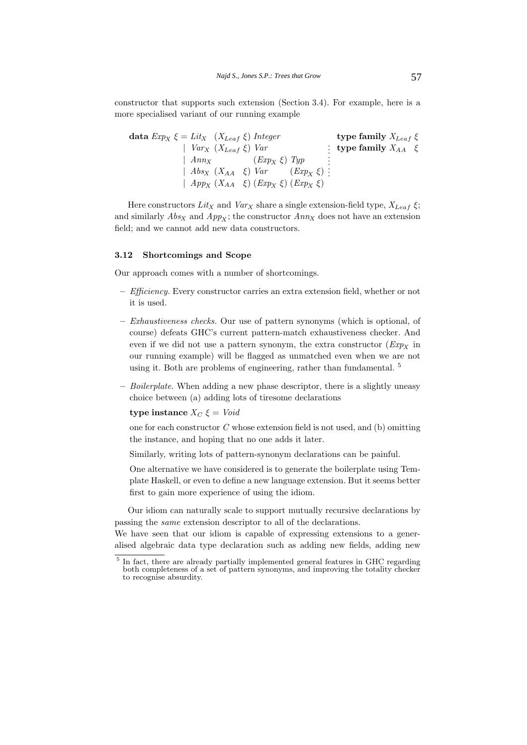constructor that supports such extension (Section 3.4). For example, here is a more specialised variant of our running example

$$
\begin{array}{llll}
\textbf{data}\ \mathit{Exp}_X\ \xi = & \mathit{Lit}_X\ \ (X_{Leaf}\ \xi)\ \mathit{Integer} & & \textbf{type family}\ X_{Leaf}\ \xi \\
 & \mid\ \mathit{Var}_X\ (X_{Leaf}\ \xi)\ \mathit{Var} & \vdots & \textbf{type family}\ X_{AA}\ \ \xi \\
 & \mid\ \mathit{Ann}_X\ \qquad\quad (\mathit{Exp}_X\ \xi)\ \mathit{Typ} & \vdots & \\
 & \mid\ \mathit{Abs}_X\ (X_{AA}\ \ \xi)\ \mathit{Var}\ \quad (\mathit{Exp}_X\ \xi) & \vdots & \\
 & \mid\ \mathit{App}_X\ (X_{AA}\ \ \xi)\ (\mathit{Exp}_X\ \xi)\ (\mathit{Exp}_X\ \xi) & &
\end{array}
$$

Here constructors $\mathit{Lit}_X$ and $\mathit{Var}_X$ share a single extension-field type, $X_{Leaf}\ \xi$; and similarly $\mathit{Abs}_X$ and $\mathit{App}_X$; the constructor $\mathit{Ann}_X$ does not have an extension field; and we cannot add new data constructors.

### 3.12 Shortcomings and Scope

Our approach comes with a number of shortcomings.

- *Efficiency.* Every constructor carries an extra extension field, whether or not it is used.
- *Exhaustiveness checks.* Our use of pattern synonyms (which is optional, of course) defeats GHC's current pattern-match exhaustiveness checker. And even if we did not use a pattern synonym, the extra constructor ($\mathit{Exp}_X$ in our running example) will be flagged as unmatched even when we are not using it. Both are problems of engineering, rather than fundamental. [5]
- *Boilerplate.* When adding a new phase descriptor, there is a slightly uneasy choice between (a) adding lots of tiresome declarations

  **type instance** $X_C\ \xi = \mathit{Void}$

  one for each constructor $C$ whose extension field is not used, and (b) omitting the instance, and hoping that no one adds it later.

  Similarly, writing lots of pattern-synonym declarations can be painful.

  One alternative we have considered is to generate the boilerplate using Template Haskell, or even to define a new language extension. But it seems better first to gain more experience of using the idiom.

Our idiom can naturally scale to support mutually recursive declarations by passing the *same* extension descriptor to all of the declarations.
We have seen that our idiom is capable of expressing extensions to a generalised algebraic data type declaration such as adding new fields, adding new

[5] In fact, there are already partially implemented general features in GHC regarding both completeness of a set of pattern synonyms, and improving the totality checker to recognise absurdity.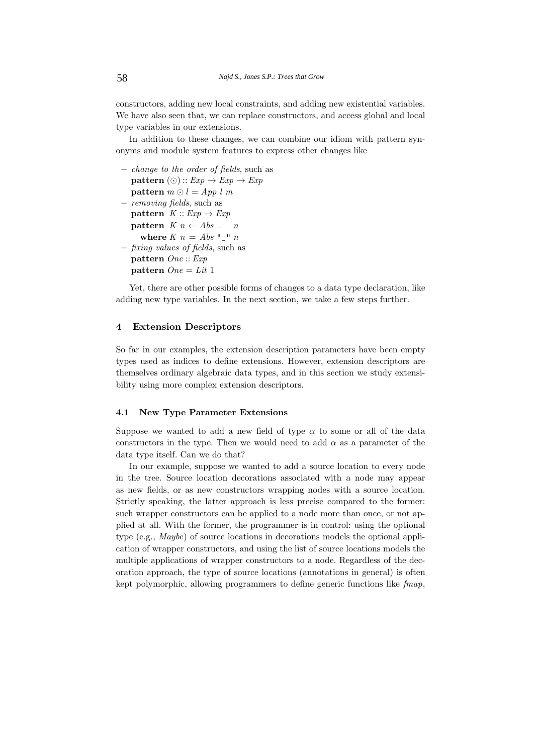constructors, adding new local constraints, and adding new existential variables. We have also seen that, we can replace constructors, and access global and local type variables in our extensions.

In addition to these changes, we can combine our idiom with pattern synonyms and module system features to express other changes like

- *change to the order of fields*, such as
  **pattern** $(\odot) :: Exp \to Exp \to Exp$
  **pattern** $m \odot l = App\ l\ m$
- *removing fields*, such as
  **pattern** $K :: Exp \to Exp$
  **pattern** $K\ n \leftarrow Abs\ \_\ \ \ n$
  **where** $K\ n = Abs$ "_" $n$
- *fixing values of fields*, such as
  **pattern** $One :: Exp$
  **pattern** $One = Lit\ 1$

Yet, there are other possible forms of changes to a data type declaration, like adding new type variables. In the next section, we take a few steps further.

## 4 Extension Descriptors

So far in our examples, the extension description parameters have been empty types used as indices to define extensions. However, extension descriptors are themselves ordinary algebraic data types, and in this section we study extensibility using more complex extension descriptors.

### 4.1 New Type Parameter Extensions

Suppose we wanted to add a new field of type $\alpha$ to some or all of the data constructors in the type. Then we would need to add $\alpha$ as a parameter of the data type itself. Can we do that?

In our example, suppose we wanted to add a source location to every node in the tree. Source location decorations associated with a node may appear as new fields, or as new constructors wrapping nodes with a source location. Strictly speaking, the latter approach is less precise compared to the former: such wrapper constructors can be applied to a node more than once, or not applied at all. With the former, the programmer is in control: using the optional type (e.g., *Maybe*) of source locations in decorations models the optional application of wrapper constructors, and using the list of source locations models the multiple applications of wrapper constructors to a node. Regardless of the decoration approach, the type of source locations (annotations in general) is often kept polymorphic, allowing programmers to define generic functions like *fmap*,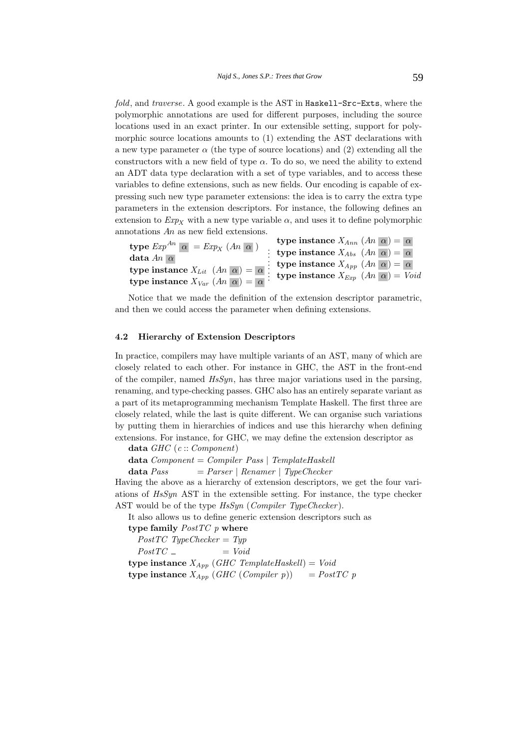*fold*, and *traverse*. A good example is the AST in `Haskell-Src-Exts`, where the polymorphic annotations are used for different purposes, including the source locations used in an exact printer. In our extensible setting, support for polymorphic source locations amounts to (1) extending the AST declarations with a new type parameter $\alpha$ (the type of source locations) and (2) extending all the constructors with a new field of type $\alpha$. To do so, we need the ability to extend an ADT data type declaration with a set of type variables, and to access these variables to define extensions, such as new fields. Our encoding is capable of expressing such new type parameter extensions: the idea is to carry the extra type parameters in the extension descriptors. For instance, the following defines an extension to $Exp_X$ with a new type variable $\alpha$, and uses it to define polymorphic annotations $An$ as new field extensions.

```
type Exp^An α = Exp_X (An α)
data An α
type instance X_Lit (An α) = α
type instance X_Var (An α) = α
type instance X_Ann (An α) = α
type instance X_Abs (An α) = α
type instance X_App (An α) = α
type instance X_Exp (An α) = Void
```

Notice that we made the definition of the extension descriptor parametric, and then we could access the parameter when defining extensions.

### 4.2 Hierarchy of Extension Descriptors

In practice, compilers may have multiple variants of an AST, many of which are closely related to each other. For instance in GHC, the AST in the front-end of the compiler, named *HsSyn*, has three major variations used in the parsing, renaming, and type-checking passes. GHC also has an entirely separate variant as a part of its metaprogramming mechanism Template Haskell. The first three are closely related, while the last is quite different. We can organise such variations by putting them in hierarchies of indices and use this hierarchy when defining extensions. For instance, for GHC, we may define the extension descriptor as

```
data GHC (c :: Component)
data Component = Compiler Pass | TemplateHaskell
data Pass      = Parser | Renamer | TypeChecker
```

Having the above as a hierarchy of extension descriptors, we get the four variations of *HsSyn* AST in the extensible setting. For instance, the type checker AST would be of the type *HsSyn* (*Compiler TypeChecker*).

It also allows us to define generic extension descriptors such as

```
type family PostTC p where
  PostTC TypeChecker = Typ
  PostTC _           = Void
type instance X_App (GHC TemplateHaskell) = Void
type instance X_App (GHC (Compiler p))    = PostTC p
```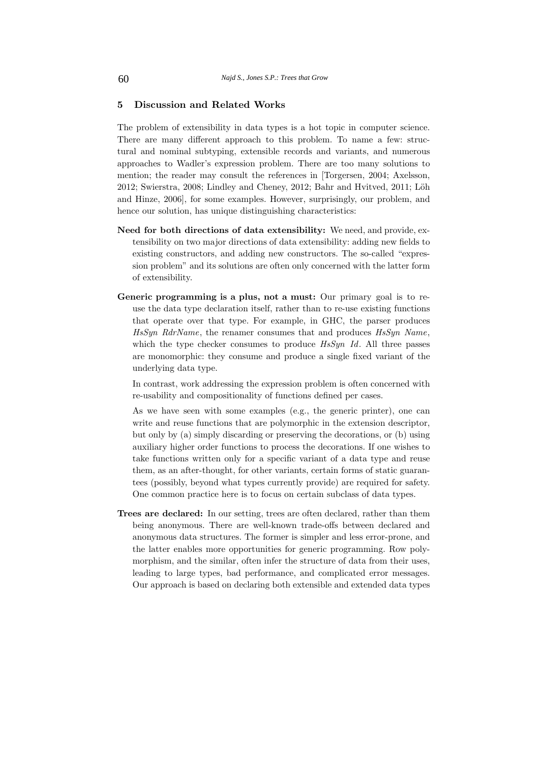## 5 Discussion and Related Works

The problem of extensibility in data types is a hot topic in computer science. There are many different approach to this problem. To name a few: structural and nominal subtyping, extensible records and variants, and numerous approaches to Wadler's expression problem. There are too many solutions to mention; the reader may consult the references in [Torgersen, 2004; Axelsson, 2012; Swierstra, 2008; Lindley and Cheney, 2012; Bahr and Hvitved, 2011; Löh and Hinze, 2006], for some examples. However, surprisingly, our problem, and hence our solution, has unique distinguishing characteristics:

**Need for both directions of data extensibility:** We need, and provide, extensibility on two major directions of data extensibility: adding new fields to existing constructors, and adding new constructors. The so-called "expression problem" and its solutions are often only concerned with the latter form of extensibility.

**Generic programming is a plus, not a must:** Our primary goal is to re-use the data type declaration itself, rather than to re-use existing functions that operate over that type. For example, in GHC, the parser produces *HsSyn RdrName*, the renamer consumes that and produces *HsSyn Name*, which the type checker consumes to produce *HsSyn Id*. All three passes are monomorphic: they consume and produce a single fixed variant of the underlying data type.

In contrast, work addressing the expression problem is often concerned with re-usability and compositionality of functions defined per cases.

As we have seen with some examples (e.g., the generic printer), one can write and reuse functions that are polymorphic in the extension descriptor, but only by (a) simply discarding or preserving the decorations, or (b) using auxiliary higher order functions to process the decorations. If one wishes to take functions written only for a specific variant of a data type and reuse them, as an after-thought, for other variants, certain forms of static guarantees (possibly, beyond what types currently provide) are required for safety. One common practice here is to focus on certain subclass of data types.

**Trees are declared:** In our setting, trees are often declared, rather than them being anonymous. There are well-known trade-offs between declared and anonymous data structures. The former is simpler and less error-prone, and the latter enables more opportunities for generic programming. Row polymorphism, and the similar, often infer the structure of data from their uses, leading to large types, bad performance, and complicated error messages. Our approach is based on declaring both extensible and extended data types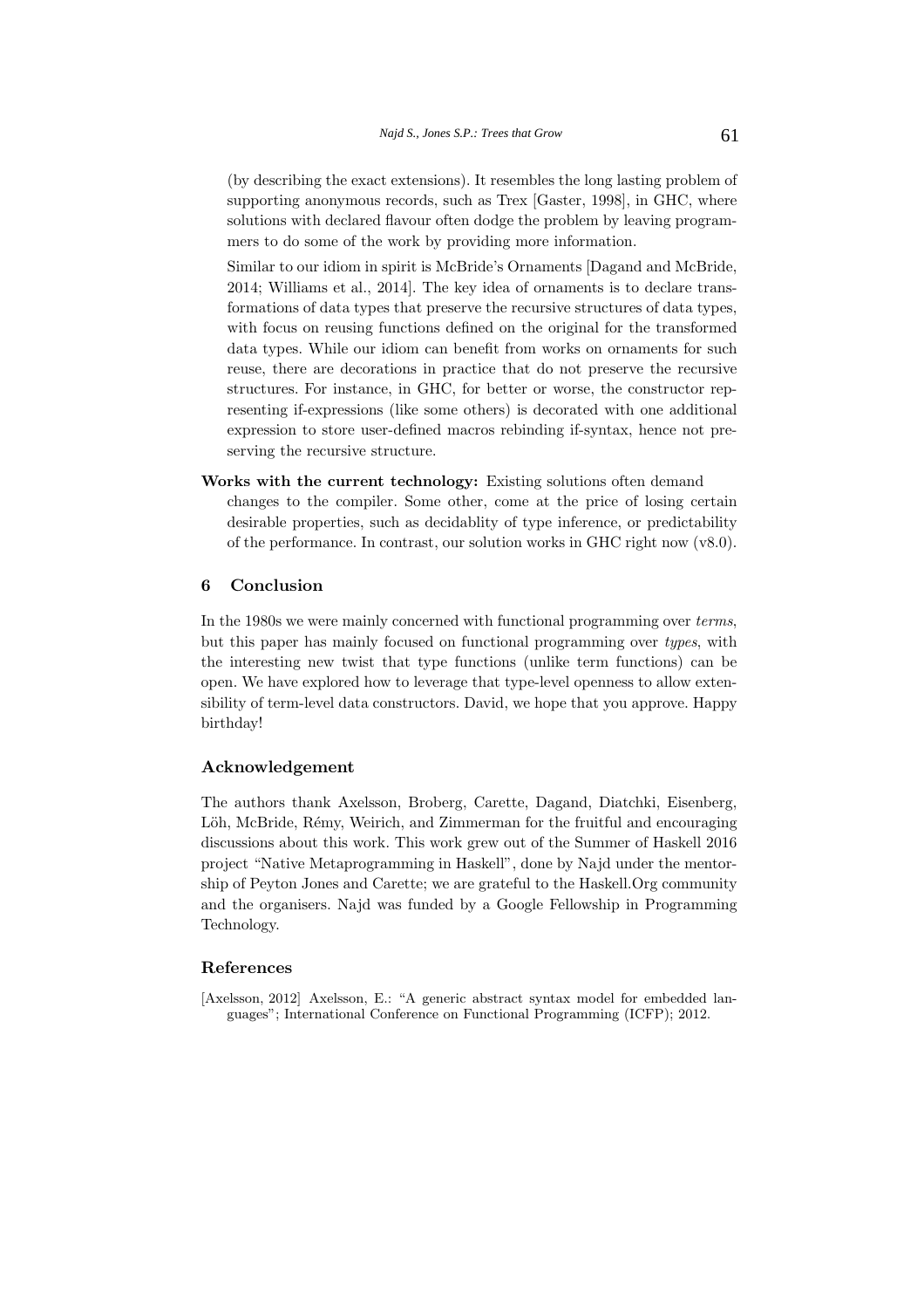(by describing the exact extensions). It resembles the long lasting problem of supporting anonymous records, such as Trex [Gaster, 1998], in GHC, where solutions with declared flavour often dodge the problem by leaving programmers to do some of the work by providing more information.

Similar to our idiom in spirit is McBride's Ornaments [Dagand and McBride, 2014; Williams et al., 2014]. The key idea of ornaments is to declare transformations of data types that preserve the recursive structures of data types, with focus on reusing functions defined on the original for the transformed data types. While our idiom can benefit from works on ornaments for such reuse, there are decorations in practice that do not preserve the recursive structures. For instance, in GHC, for better or worse, the constructor representing if-expressions (like some others) is decorated with one additional expression to store user-defined macros rebinding if-syntax, hence not preserving the recursive structure.

**Works with the current technology:** Existing solutions often demand changes to the compiler. Some other, come at the price of losing certain desirable properties, such as decidablity of type inference, or predictability of the performance. In contrast, our solution works in GHC right now (v8.0).

## 6 Conclusion

In the 1980s we were mainly concerned with functional programming over *terms*, but this paper has mainly focused on functional programming over *types*, with the interesting new twist that type functions (unlike term functions) can be open. We have explored how to leverage that type-level openness to allow extensibility of term-level data constructors. David, we hope that you approve. Happy birthday!

### Acknowledgement

The authors thank Axelsson, Broberg, Carette, Dagand, Diatchki, Eisenberg, Löh, McBride, Rémy, Weirich, and Zimmerman for the fruitful and encouraging discussions about this work. This work grew out of the Summer of Haskell 2016 project "Native Metaprogramming in Haskell", done by Najd under the mentorship of Peyton Jones and Carette; we are grateful to the Haskell.Org community and the organisers. Najd was funded by a Google Fellowship in Programming Technology.

### References

[Axelsson, 2012] Axelsson, E.: "A generic abstract syntax model for embedded languages"; International Conference on Functional Programming (ICFP); 2012.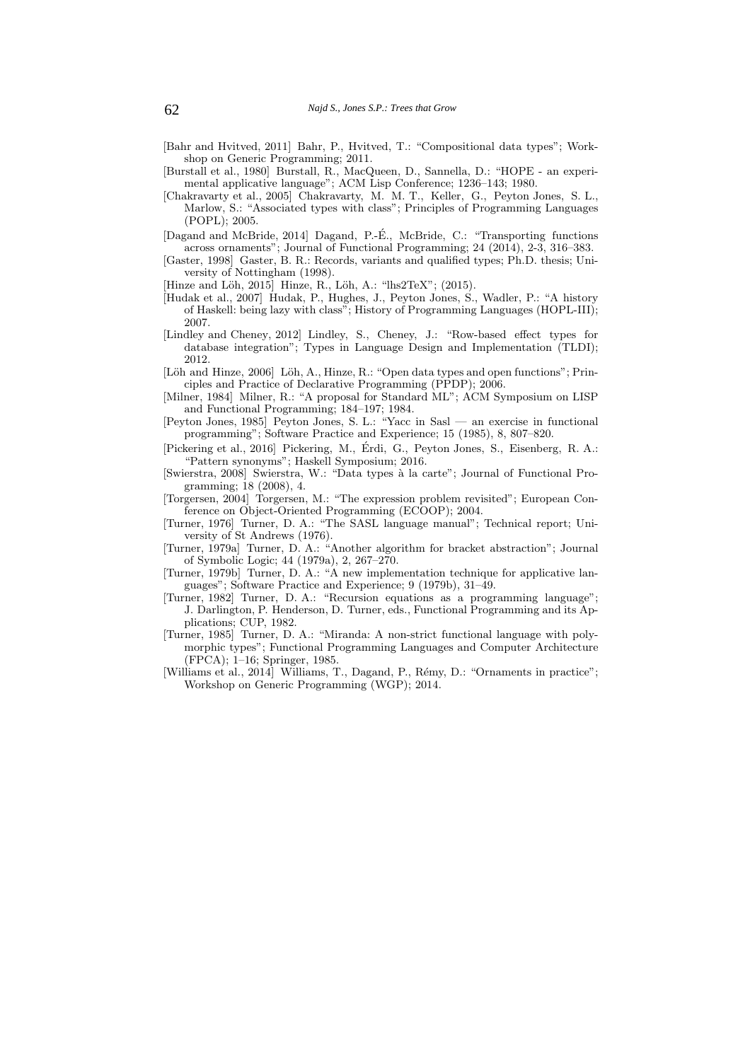[Bahr and Hvitved, 2011] Bahr, P., Hvitved, T.: "Compositional data types"; Workshop on Generic Programming; 2011.

[Burstall et al., 1980] Burstall, R., MacQueen, D., Sannella, D.: "HOPE - an experimental applicative language"; ACM Lisp Conference; 1236–143; 1980.

[Chakravarty et al., 2005] Chakravarty, M. M. T., Keller, G., Peyton Jones, S. L., Marlow, S.: "Associated types with class"; Principles of Programming Languages (POPL); 2005.

[Dagand and McBride, 2014] Dagand, P.-É., McBride, C.: "Transporting functions across ornaments"; Journal of Functional Programming; 24 (2014), 2-3, 316–383.

[Gaster, 1998] Gaster, B. R.: Records, variants and qualified types; Ph.D. thesis; University of Nottingham (1998).

[Hinze and Löh, 2015] Hinze, R., Löh, A.: "lhs2TeX"; (2015).

[Hudak et al., 2007] Hudak, P., Hughes, J., Peyton Jones, S., Wadler, P.: "A history of Haskell: being lazy with class"; History of Programming Languages (HOPL-III); 2007.

[Lindley and Cheney, 2012] Lindley, S., Cheney, J.: "Row-based effect types for database integration"; Types in Language Design and Implementation (TLDI); 2012.

[Löh and Hinze, 2006] Löh, A., Hinze, R.: "Open data types and open functions"; Principles and Practice of Declarative Programming (PPDP); 2006.

[Milner, 1984] Milner, R.: "A proposal for Standard ML"; ACM Symposium on LISP and Functional Programming; 184–197; 1984.

[Peyton Jones, 1985] Peyton Jones, S. L.: "Yacc in Sasl — an exercise in functional programming"; Software Practice and Experience; 15 (1985), 8, 807–820.

[Pickering et al., 2016] Pickering, M., Érdi, G., Peyton Jones, S., Eisenberg, R. A.: "Pattern synonyms"; Haskell Symposium; 2016.

[Swierstra, 2008] Swierstra, W.: "Data types à la carte"; Journal of Functional Programming; 18 (2008), 4.

[Torgersen, 2004] Torgersen, M.: "The expression problem revisited"; European Conference on Object-Oriented Programming (ECOOP); 2004.

[Turner, 1976] Turner, D. A.: "The SASL language manual"; Technical report; University of St Andrews (1976).

[Turner, 1979a] Turner, D. A.: "Another algorithm for bracket abstraction"; Journal of Symbolic Logic; 44 (1979a), 2, 267–270.

[Turner, 1979b] Turner, D. A.: "A new implementation technique for applicative languages"; Software Practice and Experience; 9 (1979b), 31–49.

[Turner, 1982] Turner, D. A.: "Recursion equations as a programming language"; J. Darlington, P. Henderson, D. Turner, eds., Functional Programming and its Applications; CUP, 1982.

[Turner, 1985] Turner, D. A.: "Miranda: A non-strict functional language with polymorphic types"; Functional Programming Languages and Computer Architecture (FPCA); 1–16; Springer, 1985.

[Williams et al., 2014] Williams, T., Dagand, P., Rémy, D.: "Ornaments in practice"; Workshop on Generic Programming (WGP); 2014.